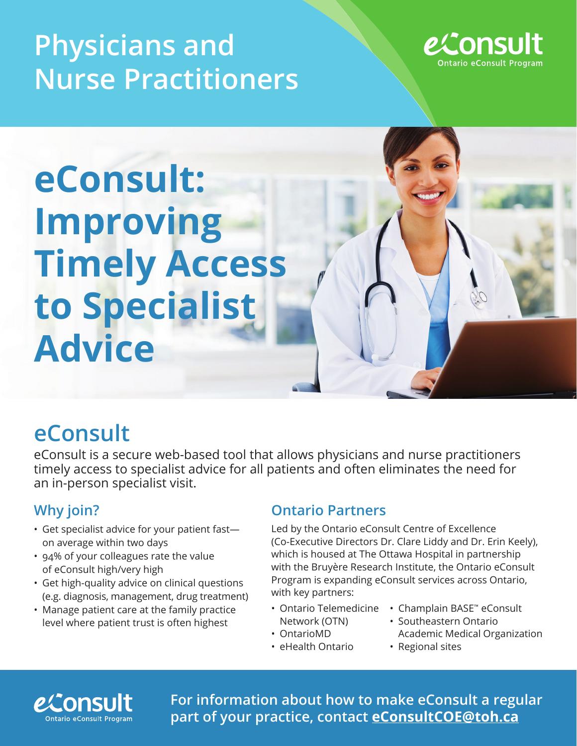# Physicians and Nurse Practitioners

eConsult
Ontario eConsult Program

# eConsult: Improving Timely Access to Specialist Advice

## eConsult

eConsult is a secure web-based tool that allows physicians and nurse practitioners timely access to specialist advice for all patients and often eliminates the need for an in-person specialist visit.

### Why join?

- Get specialist advice for your patient fast—on average within two days
- 94% of your colleagues rate the value of eConsult high/very high
- Get high-quality advice on clinical questions (e.g. diagnosis, management, drug treatment)
- Manage patient care at the family practice level where patient trust is often highest

### Ontario Partners

Led by the Ontario eConsult Centre of Excellence (Co-Executive Directors Dr. Clare Liddy and Dr. Erin Keely), which is housed at The Ottawa Hospital in partnership with the Bruyère Research Institute, the Ontario eConsult Program is expanding eConsult services across Ontario, with key partners:

- Ontario Telemedicine Network (OTN)
- OntarioMD
- eHealth Ontario
- Champlain BASE™ eConsult
- Southeastern Ontario Academic Medical Organization
- Regional sites

eConsult
Ontario eConsult Program

**For information about how to make eConsult a regular part of your practice, contact eConsultCOE@toh.ca**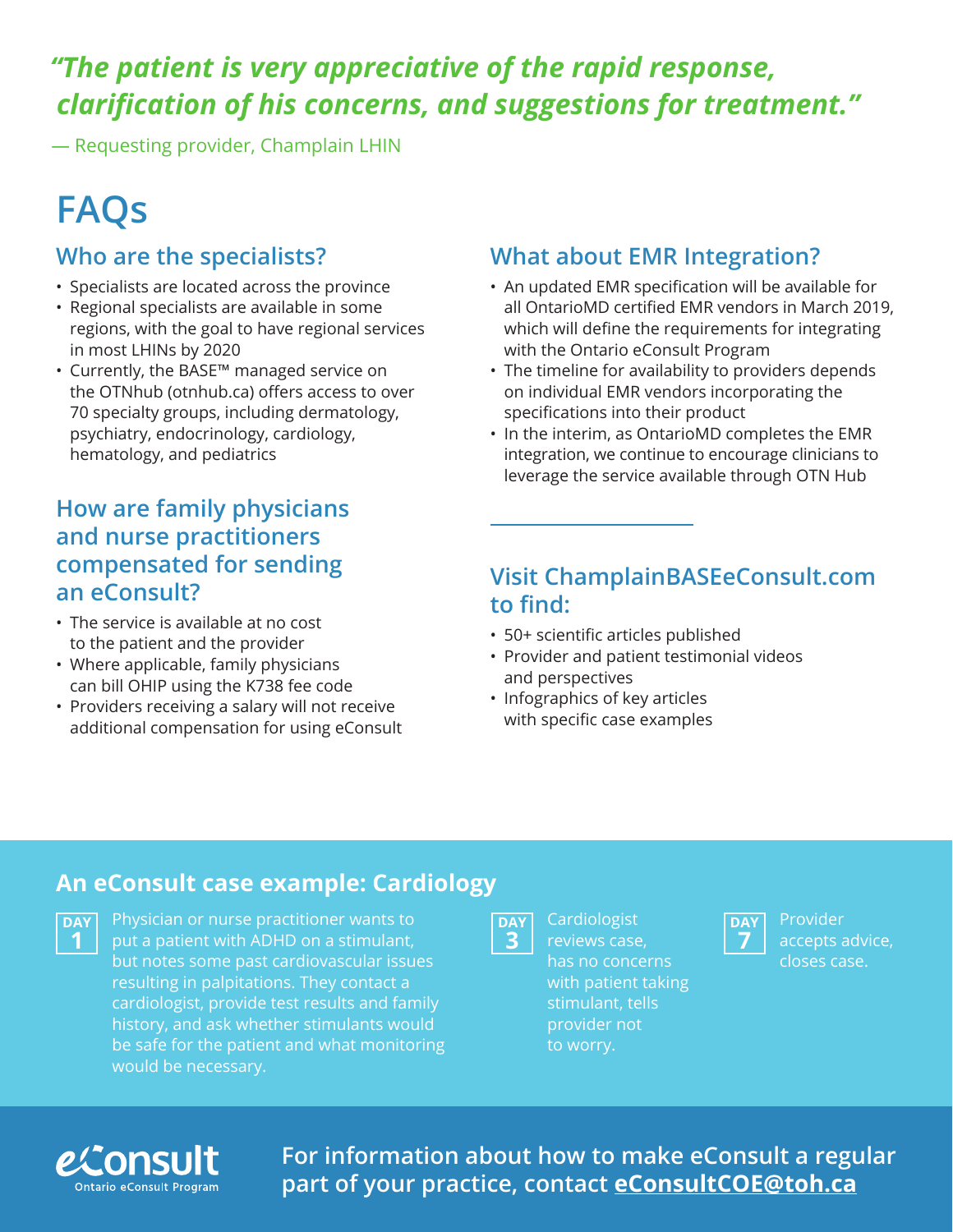*"The patient is very appreciative of the rapid response, clarification of his concerns, and suggestions for treatment."*

— Requesting provider, Champlain LHIN

# FAQs

## Who are the specialists?

- Specialists are located across the province
- Regional specialists are available in some regions, with the goal to have regional services in most LHINs by 2020
- Currently, the BASE™ managed service on the OTNhub (otnhub.ca) offers access to over 70 specialty groups, including dermatology, psychiatry, endocrinology, cardiology, hematology, and pediatrics

## How are family physicians and nurse practitioners compensated for sending an eConsult?

- The service is available at no cost to the patient and the provider
- Where applicable, family physicians can bill OHIP using the K738 fee code
- Providers receiving a salary will not receive additional compensation for using eConsult

## What about EMR Integration?

- An updated EMR specification will be available for all OntarioMD certified EMR vendors in March 2019, which will define the requirements for integrating with the Ontario eConsult Program
- The timeline for availability to providers depends on individual EMR vendors incorporating the specifications into their product
- In the interim, as OntarioMD completes the EMR integration, we continue to encourage clinicians to leverage the service available through OTN Hub

## Visit ChamplainBASEeConsult.com to find:

- 50+ scientific articles published
- Provider and patient testimonial videos and perspectives
- Infographics of key articles with specific case examples

## An eConsult case example: Cardiology

**DAY 1** Physician or nurse practitioner wants to put a patient with ADHD on a stimulant, but notes some past cardiovascular issues resulting in palpitations. They contact a cardiologist, provide test results and family history, and ask whether stimulants would be safe for the patient and what monitoring would be necessary.

**DAY 3** Cardiologist reviews case, has no concerns with patient taking stimulant, tells provider not to worry.

**DAY 7** Provider accepts advice, closes case.

eConsult
Ontario eConsult Program

**For information about how to make eConsult a regular part of your practice, contact eConsultCOE@toh.ca**